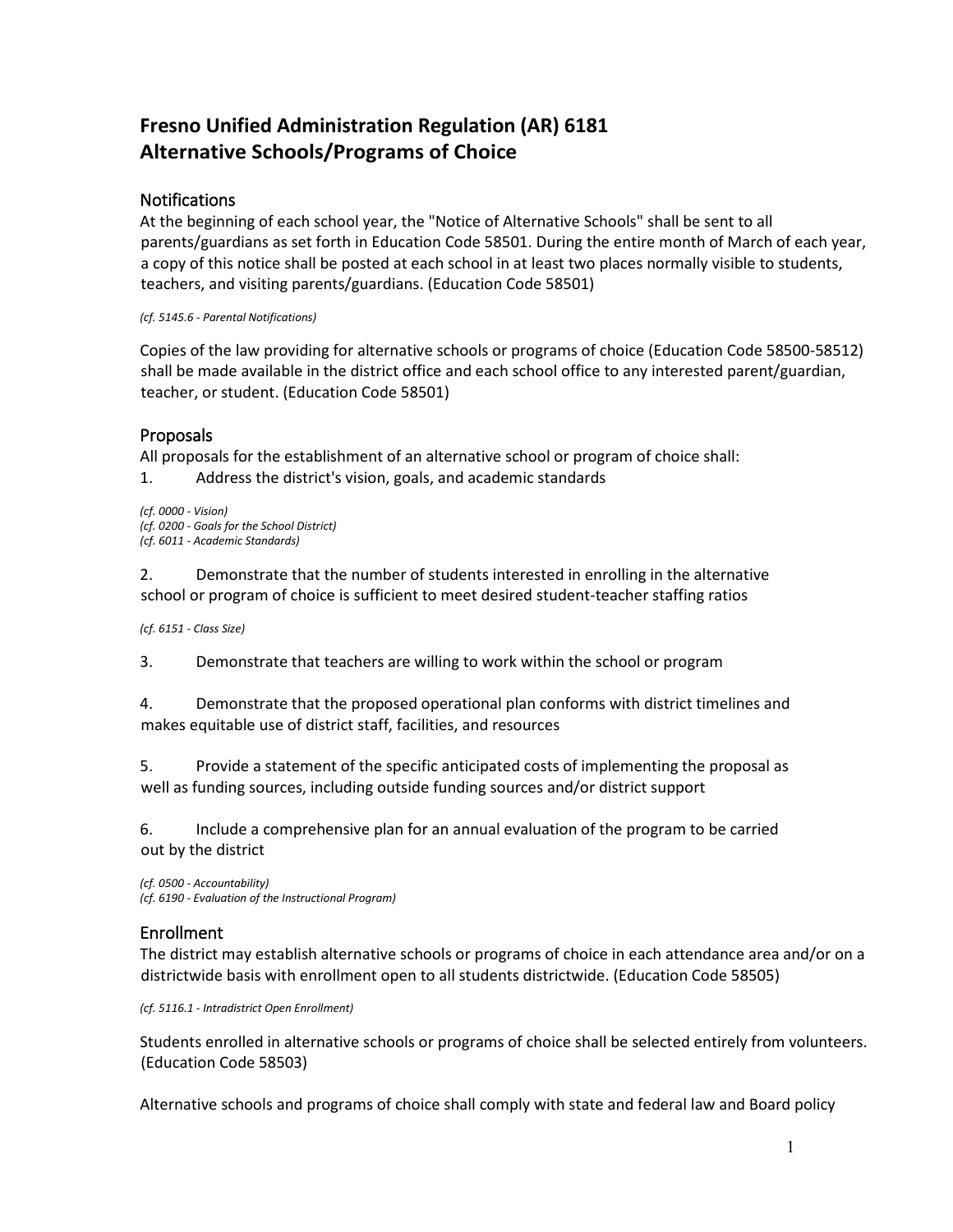# Fresno Unified Administration Regulation (AR) 6181
# Alternative Schools/Programs of Choice

## Notifications

At the beginning of each school year, the "Notice of Alternative Schools" shall be sent to all parents/guardians as set forth in Education Code 58501. During the entire month of March of each year, a copy of this notice shall be posted at each school in at least two places normally visible to students, teachers, and visiting parents/guardians. (Education Code 58501)

*(cf. 5145.6 - Parental Notifications)*

Copies of the law providing for alternative schools or programs of choice (Education Code 58500-58512) shall be made available in the district office and each school office to any interested parent/guardian, teacher, or student. (Education Code 58501)

## Proposals

All proposals for the establishment of an alternative school or program of choice shall:

1. Address the district's vision, goals, and academic standards

*(cf. 0000 - Vision)*
*(cf. 0200 - Goals for the School District)*
*(cf. 6011 - Academic Standards)*

2. Demonstrate that the number of students interested in enrolling in the alternative school or program of choice is sufficient to meet desired student-teacher staffing ratios

*(cf. 6151 - Class Size)*

3. Demonstrate that teachers are willing to work within the school or program

4. Demonstrate that the proposed operational plan conforms with district timelines and makes equitable use of district staff, facilities, and resources

5. Provide a statement of the specific anticipated costs of implementing the proposal as well as funding sources, including outside funding sources and/or district support

6. Include a comprehensive plan for an annual evaluation of the program to be carried out by the district

*(cf. 0500 - Accountability)*
*(cf. 6190 - Evaluation of the Instructional Program)*

## Enrollment

The district may establish alternative schools or programs of choice in each attendance area and/or on a districtwide basis with enrollment open to all students districtwide. (Education Code 58505)

*(cf. 5116.1 - Intradistrict Open Enrollment)*

Students enrolled in alternative schools or programs of choice shall be selected entirely from volunteers. (Education Code 58503)

Alternative schools and programs of choice shall comply with state and federal law and Board policy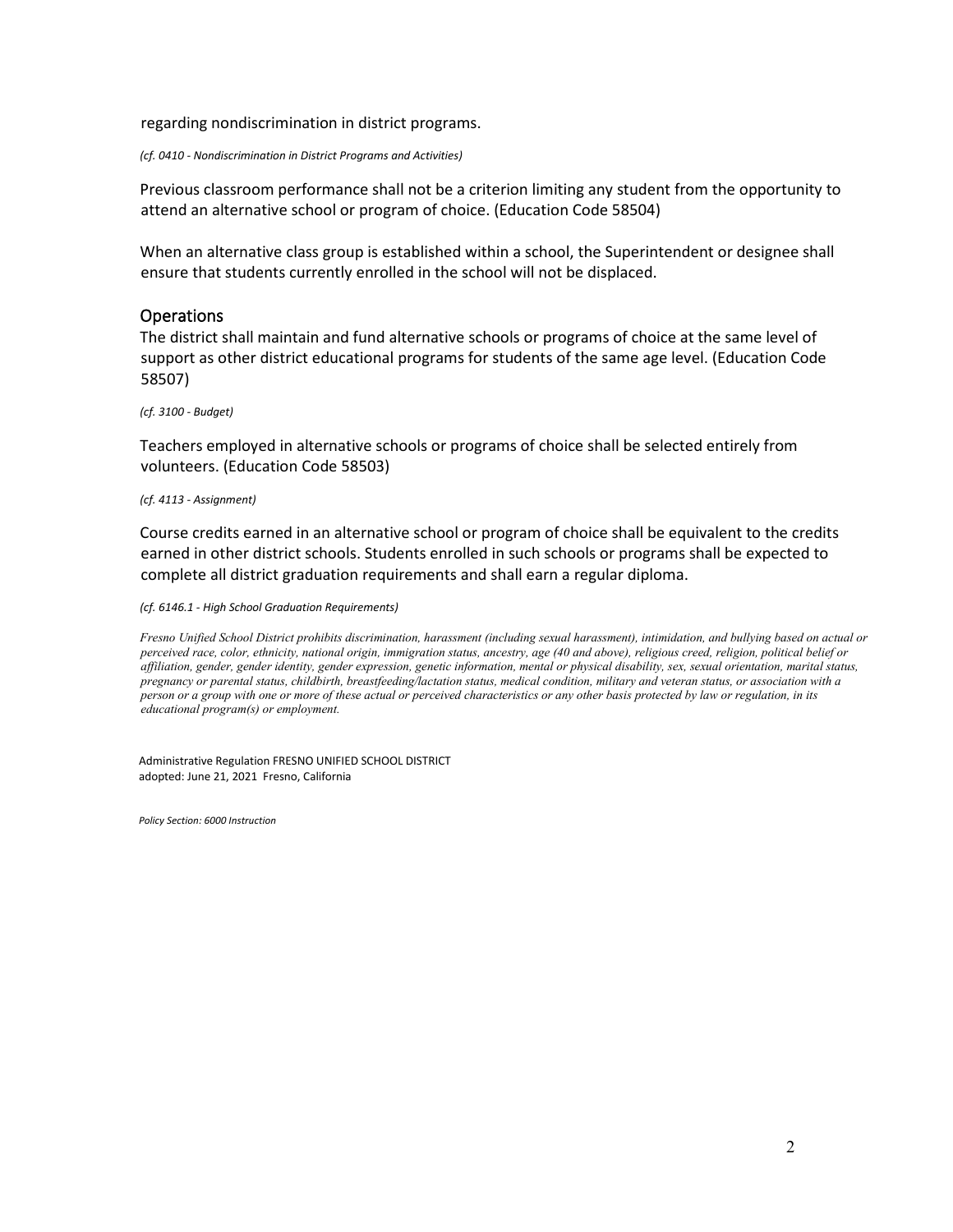regarding nondiscrimination in district programs.

*(cf. 0410 - Nondiscrimination in District Programs and Activities)*

Previous classroom performance shall not be a criterion limiting any student from the opportunity to attend an alternative school or program of choice. (Education Code 58504)

When an alternative class group is established within a school, the Superintendent or designee shall ensure that students currently enrolled in the school will not be displaced.

## Operations

The district shall maintain and fund alternative schools or programs of choice at the same level of support as other district educational programs for students of the same age level. (Education Code 58507)

*(cf. 3100 - Budget)*

Teachers employed in alternative schools or programs of choice shall be selected entirely from volunteers. (Education Code 58503)

*(cf. 4113 - Assignment)*

Course credits earned in an alternative school or program of choice shall be equivalent to the credits earned in other district schools. Students enrolled in such schools or programs shall be expected to complete all district graduation requirements and shall earn a regular diploma.

*(cf. 6146.1 - High School Graduation Requirements)*

*Fresno Unified School District prohibits discrimination, harassment (including sexual harassment), intimidation, and bullying based on actual or perceived race, color, ethnicity, national origin, immigration status, ancestry, age (40 and above), religious creed, religion, political belief or affiliation, gender, gender identity, gender expression, genetic information, mental or physical disability, sex, sexual orientation, marital status, pregnancy or parental status, childbirth, breastfeeding/lactation status, medical condition, military and veteran status, or association with a person or a group with one or more of these actual or perceived characteristics or any other basis protected by law or regulation, in its educational program(s) or employment.*

Administrative Regulation FRESNO UNIFIED SCHOOL DISTRICT
adopted: June 21, 2021 Fresno, California

*Policy Section: 6000 Instruction*